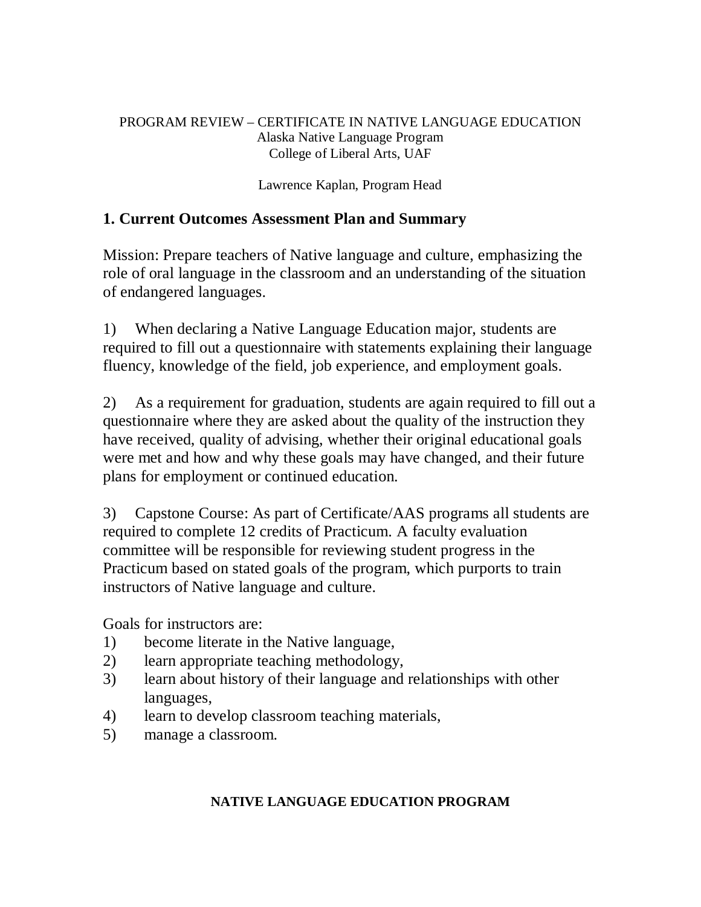PROGRAM REVIEW – CERTIFICATE IN NATIVE LANGUAGE EDUCATION
Alaska Native Language Program
College of Liberal Arts, UAF

Lawrence Kaplan, Program Head

## 1. Current Outcomes Assessment Plan and Summary

Mission: Prepare teachers of Native language and culture, emphasizing the role of oral language in the classroom and an understanding of the situation of endangered languages.

1) When declaring a Native Language Education major, students are required to fill out a questionnaire with statements explaining their language fluency, knowledge of the field, job experience, and employment goals.

2) As a requirement for graduation, students are again required to fill out a questionnaire where they are asked about the quality of the instruction they have received, quality of advising, whether their original educational goals were met and how and why these goals may have changed, and their future plans for employment or continued education.

3) Capstone Course: As part of Certificate/AAS programs all students are required to complete 12 credits of Practicum. A faculty evaluation committee will be responsible for reviewing student progress in the Practicum based on stated goals of the program, which purports to train instructors of Native language and culture.

Goals for instructors are:

1) become literate in the Native language,
2) learn appropriate teaching methodology,
3) learn about history of their language and relationships with other languages,
4) learn to develop classroom teaching materials,
5) manage a classroom.

**NATIVE LANGUAGE EDUCATION PROGRAM**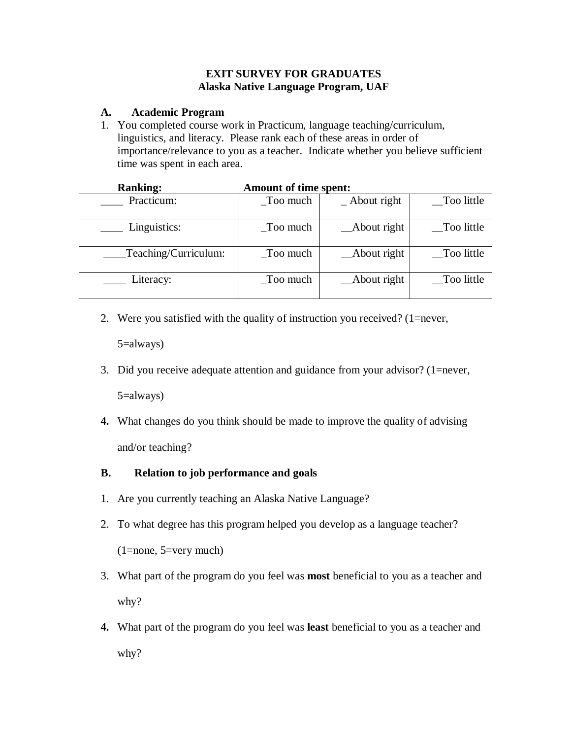**EXIT SURVEY FOR GRADUATES**
**Alaska Native Language Program, UAF**

**A. Academic Program**

1. You completed course work in Practicum, language teaching/curriculum, linguistics, and literacy. Please rank each of these areas in order of importance/relevance to you as a teacher. Indicate whether you believe sufficient time was spent in each area.

| **Ranking:** | **Amount of time spent:** | | |
|---|---|---|---|
| ____ Practicum: | _Too much | _ About right | __Too little |
| ____ Linguistics: | _Too much | __About right | __Too little |
| ____Teaching/Curriculum: | _Too much | __About right | __Too little |
| ____ Literacy: | _Too much | __About right | __Too little |

2. Were you satisfied with the quality of instruction you received? (1=never, 5=always)

3. Did you receive adequate attention and guidance from your advisor? (1=never, 5=always)

**4.** What changes do you think should be made to improve the quality of advising and/or teaching?

**B. Relation to job performance and goals**

1. Are you currently teaching an Alaska Native Language?

2. To what degree has this program helped you develop as a language teacher? (1=none, 5=very much)

3. What part of the program do you feel was **most** beneficial to you as a teacher and why?

**4.** What part of the program do you feel was **least** beneficial to you as a teacher and why?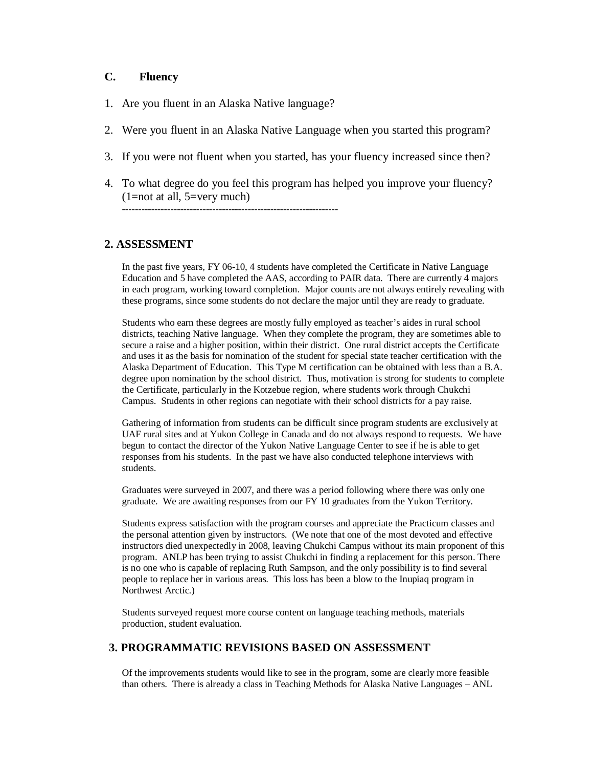### C. Fluency

1. Are you fluent in an Alaska Native language?
2. Were you fluent in an Alaska Native Language when you started this program?
3. If you were not fluent when you started, has your fluency increased since then?
4. To what degree do you feel this program has helped you improve your fluency? (1=not at all, 5=very much)

---

## 2. ASSESSMENT

In the past five years, FY 06-10, 4 students have completed the Certificate in Native Language Education and 5 have completed the AAS, according to PAIR data. There are currently 4 majors in each program, working toward completion. Major counts are not always entirely revealing with these programs, since some students do not declare the major until they are ready to graduate.

Students who earn these degrees are mostly fully employed as teacher's aides in rural school districts, teaching Native language. When they complete the program, they are sometimes able to secure a raise and a higher position, within their district. One rural district accepts the Certificate and uses it as the basis for nomination of the student for special state teacher certification with the Alaska Department of Education. This Type M certification can be obtained with less than a B.A. degree upon nomination by the school district. Thus, motivation is strong for students to complete the Certificate, particularly in the Kotzebue region, where students work through Chukchi Campus. Students in other regions can negotiate with their school districts for a pay raise.

Gathering of information from students can be difficult since program students are exclusively at UAF rural sites and at Yukon College in Canada and do not always respond to requests. We have begun to contact the director of the Yukon Native Language Center to see if he is able to get responses from his students. In the past we have also conducted telephone interviews with students.

Graduates were surveyed in 2007, and there was a period following where there was only one graduate. We are awaiting responses from our FY 10 graduates from the Yukon Territory.

Students express satisfaction with the program courses and appreciate the Practicum classes and the personal attention given by instructors. (We note that one of the most devoted and effective instructors died unexpectedly in 2008, leaving Chukchi Campus without its main proponent of this program. ANLP has been trying to assist Chukchi in finding a replacement for this person. There is no one who is capable of replacing Ruth Sampson, and the only possibility is to find several people to replace her in various areas. This loss has been a blow to the Inupiaq program in Northwest Arctic.)

Students surveyed request more course content on language teaching methods, materials production, student evaluation.

## 3. PROGRAMMATIC REVISIONS BASED ON ASSESSMENT

Of the improvements students would like to see in the program, some are clearly more feasible than others. There is already a class in Teaching Methods for Alaska Native Languages – ANL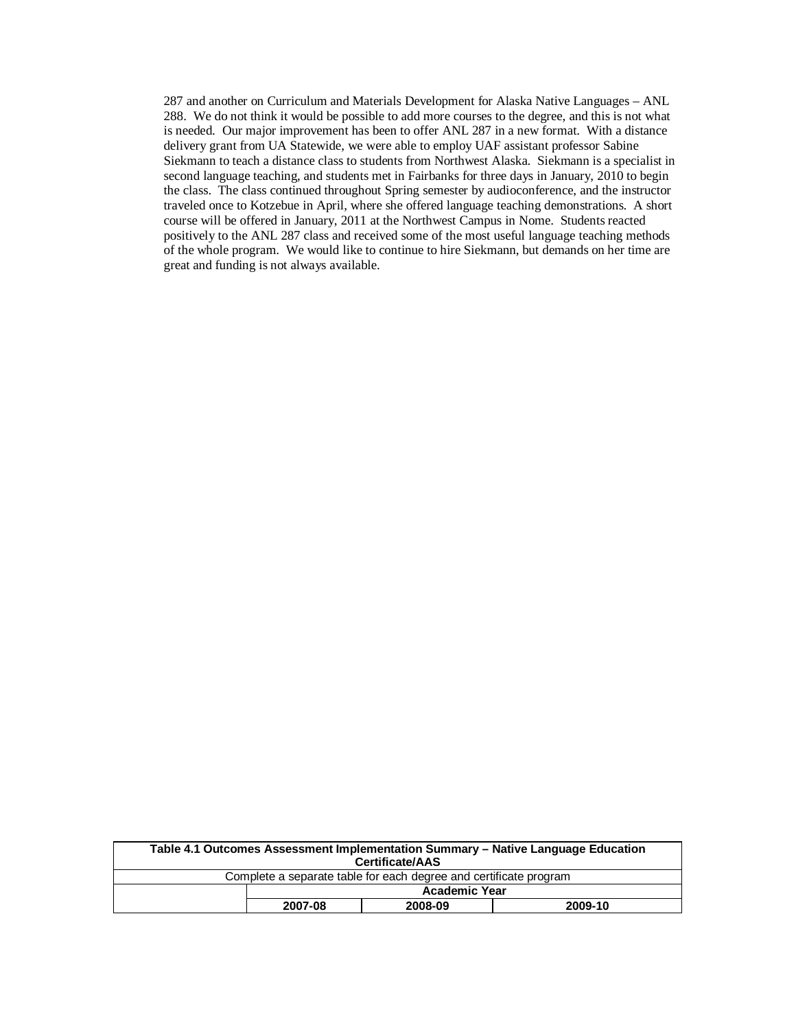287 and another on Curriculum and Materials Development for Alaska Native Languages – ANL 288. We do not think it would be possible to add more courses to the degree, and this is not what is needed. Our major improvement has been to offer ANL 287 in a new format. With a distance delivery grant from UA Statewide, we were able to employ UAF assistant professor Sabine Siekmann to teach a distance class to students from Northwest Alaska. Siekmann is a specialist in second language teaching, and students met in Fairbanks for three days in January, 2010 to begin the class. The class continued throughout Spring semester by audioconference, and the instructor traveled once to Kotzebue in April, where she offered language teaching demonstrations. A short course will be offered in January, 2011 at the Northwest Campus in Nome. Students reacted positively to the ANL 287 class and received some of the most useful language teaching methods of the whole program. We would like to continue to hire Siekmann, but demands on her time are great and funding is not always available.

| **Table 4.1 Outcomes Assessment Implementation Summary – Native Language Education Certificate/AAS** | | | |
|---|---|---|---|
| Complete a separate table for each degree and certificate program | | | |
| | **Academic Year** | | |
| | **2007-08** | **2008-09** | **2009-10** |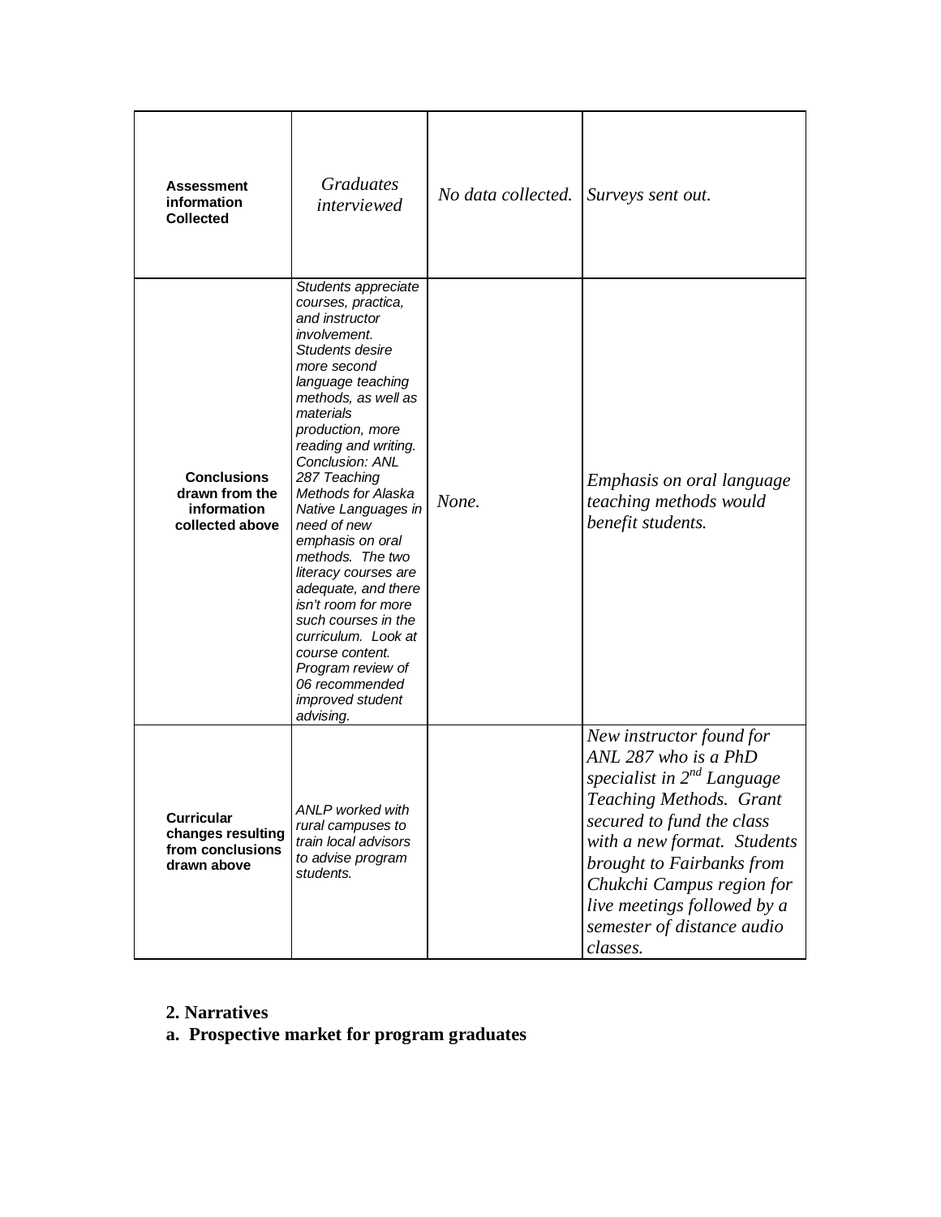| | | | |
|---|---|---|---|
| **Assessment information Collected** | *Graduates interviewed* | *No data collected.* | *Surveys sent out.* |
| **Conclusions drawn from the information collected above** | *Students appreciate courses, practica, and instructor involvement. Students desire more second language teaching methods, as well as materials production, more reading and writing. Conclusion: ANL 287 Teaching Methods for Alaska Native Languages in need of new emphasis on oral methods. The two literacy courses are adequate, and there isn't room for more such courses in the curriculum. Look at course content. Program review of 06 recommended improved student advising.* | *None.* | *Emphasis on oral language teaching methods would benefit students.* |
| **Curricular changes resulting from conclusions drawn above** | *ANLP worked with rural campuses to train local advisors to advise program students.* | | *New instructor found for ANL 287 who is a PhD specialist in 2nd Language Teaching Methods. Grant secured to fund the class with a new format. Students brought to Fairbanks from Chukchi Campus region for live meetings followed by a semester of distance audio classes.* |

**2. Narratives**

**a. Prospective market for program graduates**